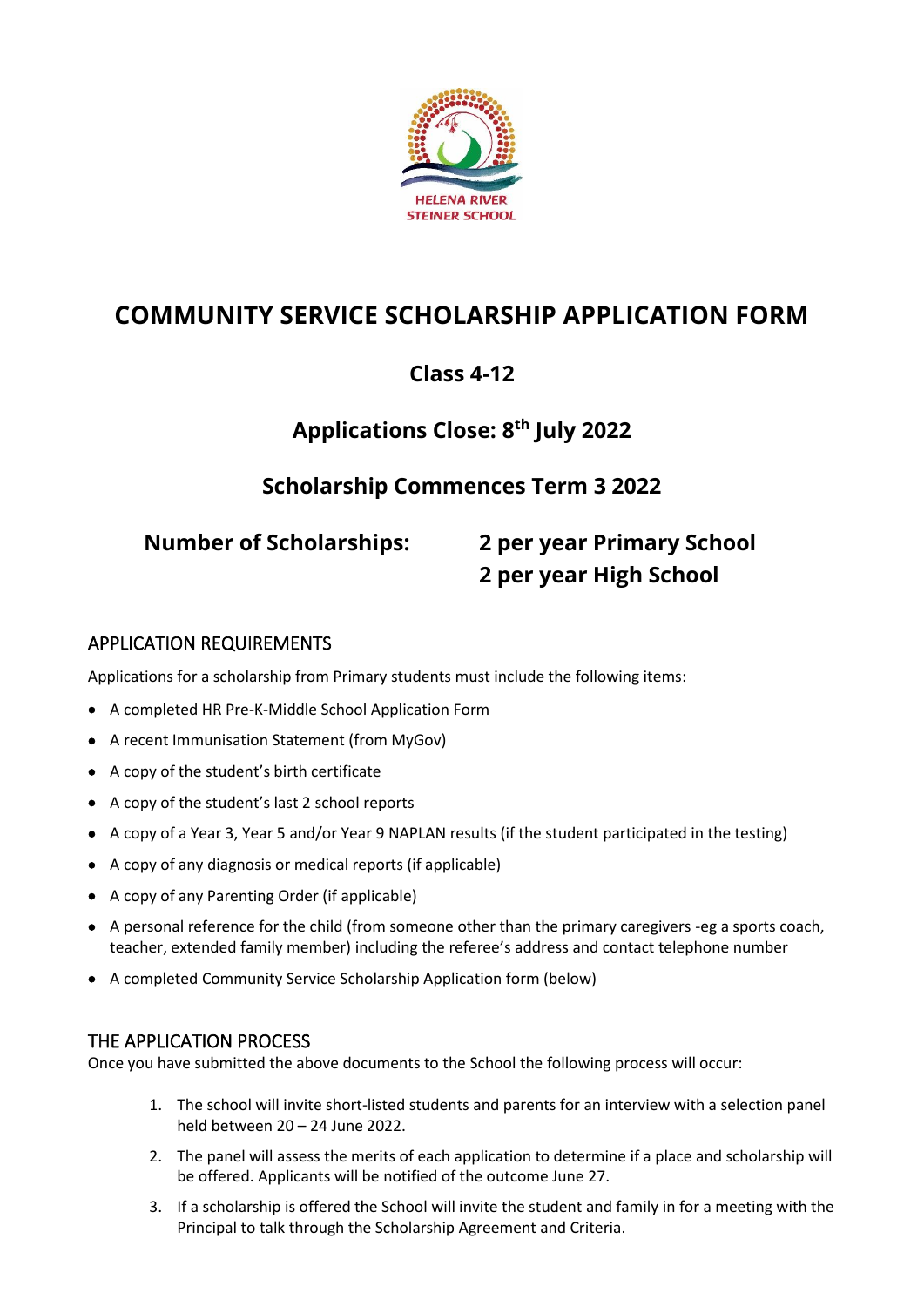HELENA RIVER
STEINER SCHOOL

# COMMUNITY SERVICE SCHOLARSHIP APPLICATION FORM

## Class 4-12

## Applications Close: 8th July 2022

## Scholarship Commences Term 3 2022

**Number of Scholarships:** **2 per year Primary School**
**2 per year High School**

### APPLICATION REQUIREMENTS

Applications for a scholarship from Primary students must include the following items:

- A completed HR Pre-K-Middle School Application Form
- A recent Immunisation Statement (from MyGov)
- A copy of the student's birth certificate
- A copy of the student's last 2 school reports
- A copy of a Year 3, Year 5 and/or Year 9 NAPLAN results (if the student participated in the testing)
- A copy of any diagnosis or medical reports (if applicable)
- A copy of any Parenting Order (if applicable)
- A personal reference for the child (from someone other than the primary caregivers -eg a sports coach, teacher, extended family member) including the referee's address and contact telephone number
- A completed Community Service Scholarship Application form (below)

### THE APPLICATION PROCESS

Once you have submitted the above documents to the School the following process will occur:

1. The school will invite short-listed students and parents for an interview with a selection panel held between 20 – 24 June 2022.
2. The panel will assess the merits of each application to determine if a place and scholarship will be offered. Applicants will be notified of the outcome June 27.
3. If a scholarship is offered the School will invite the student and family in for a meeting with the Principal to talk through the Scholarship Agreement and Criteria.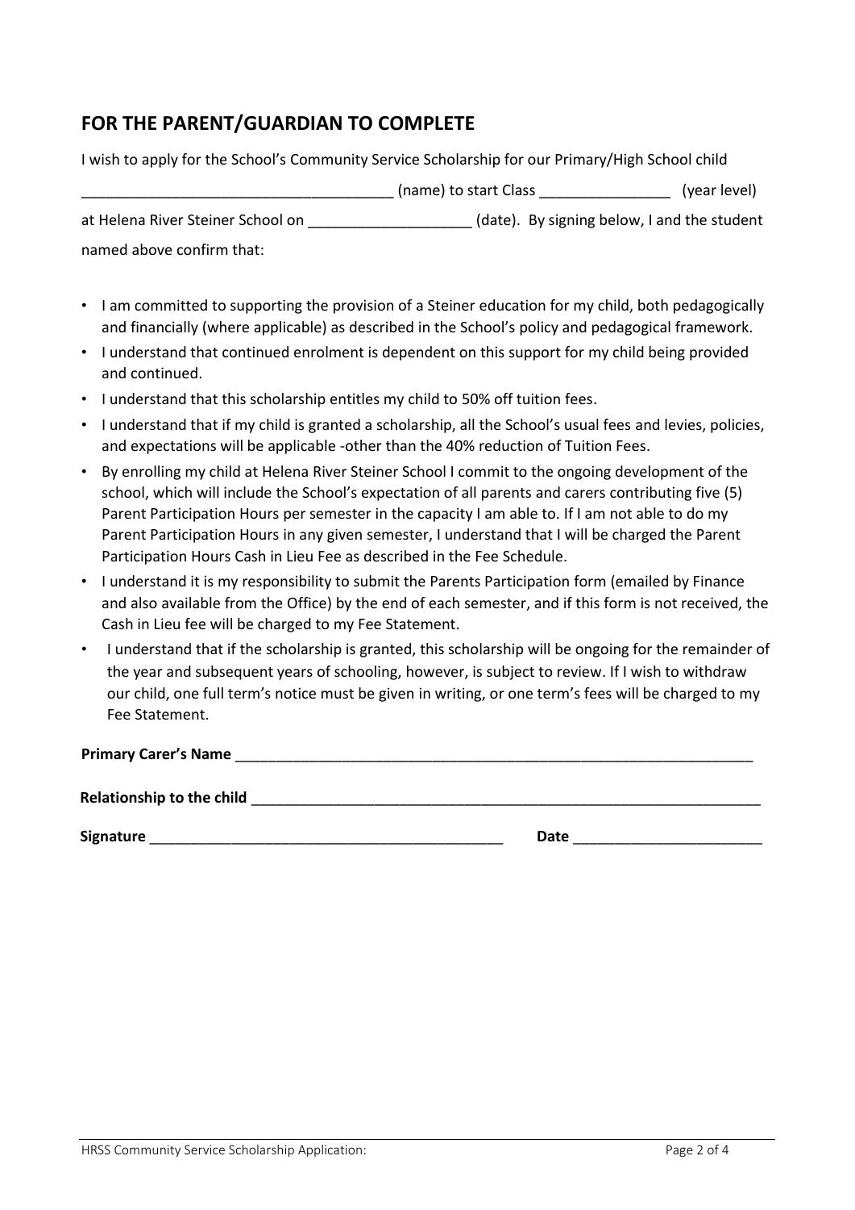## FOR THE PARENT/GUARDIAN TO COMPLETE

I wish to apply for the School's Community Service Scholarship for our Primary/High School child

_____________________________________ (name) to start Class ________________ (year level)

at Helena River Steiner School on ____________________ (date). By signing below, I and the student named above confirm that:

- I am committed to supporting the provision of a Steiner education for my child, both pedagogically and financially (where applicable) as described in the School's policy and pedagogical framework.
- I understand that continued enrolment is dependent on this support for my child being provided and continued.
- I understand that this scholarship entitles my child to 50% off tuition fees.
- I understand that if my child is granted a scholarship, all the School's usual fees and levies, policies, and expectations will be applicable -other than the 40% reduction of Tuition Fees.
- By enrolling my child at Helena River Steiner School I commit to the ongoing development of the school, which will include the School's expectation of all parents and carers contributing five (5) Parent Participation Hours per semester in the capacity I am able to. If I am not able to do my Parent Participation Hours in any given semester, I understand that I will be charged the Parent Participation Hours Cash in Lieu Fee as described in the Fee Schedule.
- I understand it is my responsibility to submit the Parents Participation form (emailed by Finance and also available from the Office) by the end of each semester, and if this form is not received, the Cash in Lieu fee will be charged to my Fee Statement.
- I understand that if the scholarship is granted, this scholarship will be ongoing for the remainder of the year and subsequent years of schooling, however, is subject to review. If I wish to withdraw our child, one full term's notice must be given in writing, or one term's fees will be charged to my Fee Statement.

**Primary Carer's Name** _________________________________________________________________

**Relationship to the child** _______________________________________________________________

**Signature** ____________________________________________ **Date** _______________________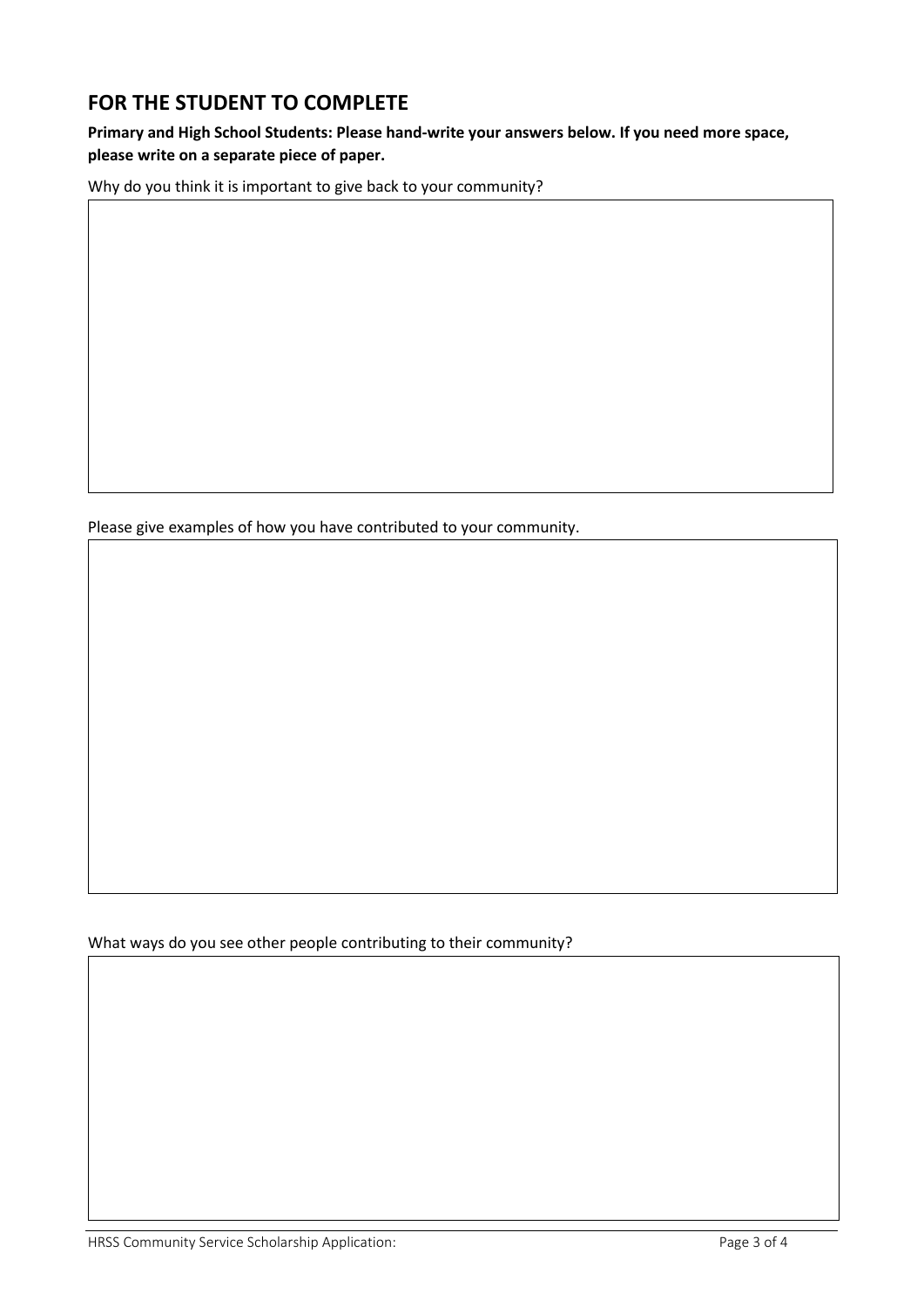## FOR THE STUDENT TO COMPLETE

**Primary and High School Students: Please hand-write your answers below. If you need more space, please write on a separate piece of paper.**

Why do you think it is important to give back to your community?

Please give examples of how you have contributed to your community.

What ways do you see other people contributing to their community?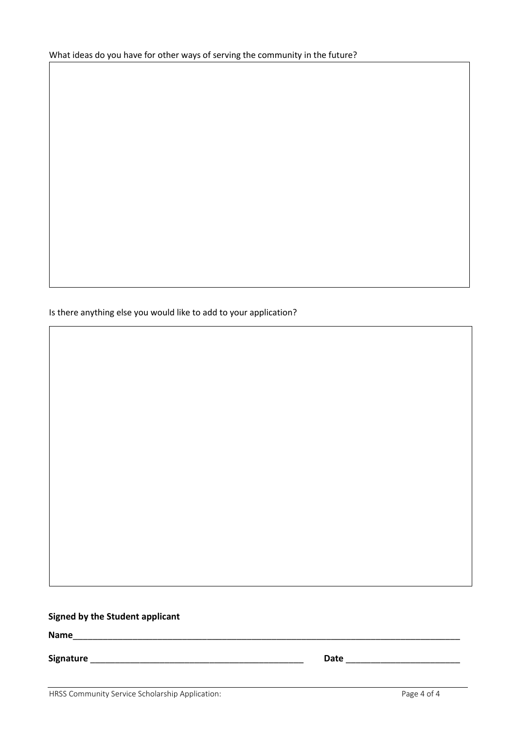What ideas do you have for other ways of serving the community in the future?

Is there anything else you would like to add to your application?

**Signed by the Student applicant**

**Name**\_\_\_\_\_\_\_\_\_\_\_\_\_\_\_\_\_\_\_\_\_\_\_\_\_\_\_\_\_\_\_\_\_\_\_\_\_\_\_\_\_\_\_\_\_\_\_\_\_\_\_\_\_\_\_\_\_\_\_\_

**Signature** \_\_\_\_\_\_\_\_\_\_\_\_\_\_\_\_\_\_\_\_\_\_\_\_\_\_\_\_\_\_\_\_\_\_\_\_\_ **Date** \_\_\_\_\_\_\_\_\_\_\_\_\_\_\_\_\_\_\_\_